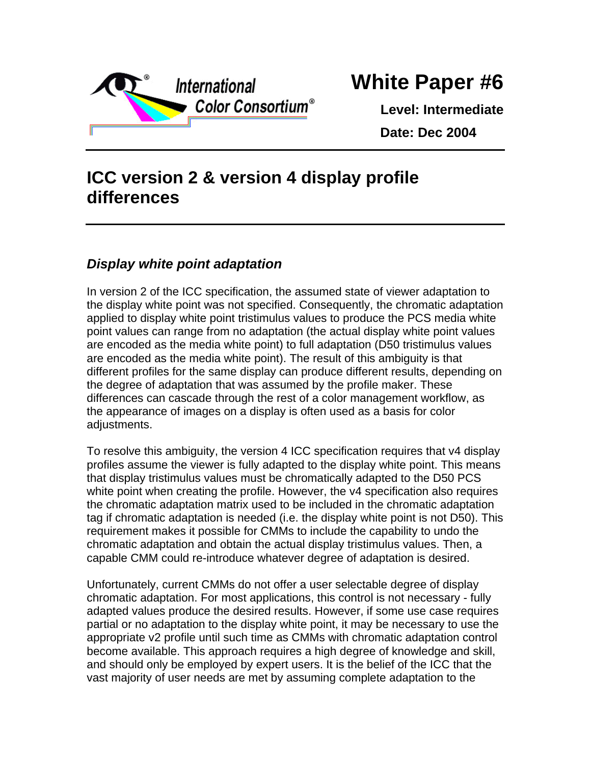International Color Consortium®

# White Paper #6

**Level: Intermediate**

**Date: Dec 2004**

## ICC version 2 & version 4 display profile differences

### *Display white point adaptation*

In version 2 of the ICC specification, the assumed state of viewer adaptation to the display white point was not specified. Consequently, the chromatic adaptation applied to display white point tristimulus values to produce the PCS media white point values can range from no adaptation (the actual display white point values are encoded as the media white point) to full adaptation (D50 tristimulus values are encoded as the media white point). The result of this ambiguity is that different profiles for the same display can produce different results, depending on the degree of adaptation that was assumed by the profile maker. These differences can cascade through the rest of a color management workflow, as the appearance of images on a display is often used as a basis for color adjustments.

To resolve this ambiguity, the version 4 ICC specification requires that v4 display profiles assume the viewer is fully adapted to the display white point. This means that display tristimulus values must be chromatically adapted to the D50 PCS white point when creating the profile. However, the v4 specification also requires the chromatic adaptation matrix used to be included in the chromatic adaptation tag if chromatic adaptation is needed (i.e. the display white point is not D50). This requirement makes it possible for CMMs to include the capability to undo the chromatic adaptation and obtain the actual display tristimulus values. Then, a capable CMM could re-introduce whatever degree of adaptation is desired.

Unfortunately, current CMMs do not offer a user selectable degree of display chromatic adaptation. For most applications, this control is not necessary - fully adapted values produce the desired results. However, if some use case requires partial or no adaptation to the display white point, it may be necessary to use the appropriate v2 profile until such time as CMMs with chromatic adaptation control become available. This approach requires a high degree of knowledge and skill, and should only be employed by expert users. It is the belief of the ICC that the vast majority of user needs are met by assuming complete adaptation to the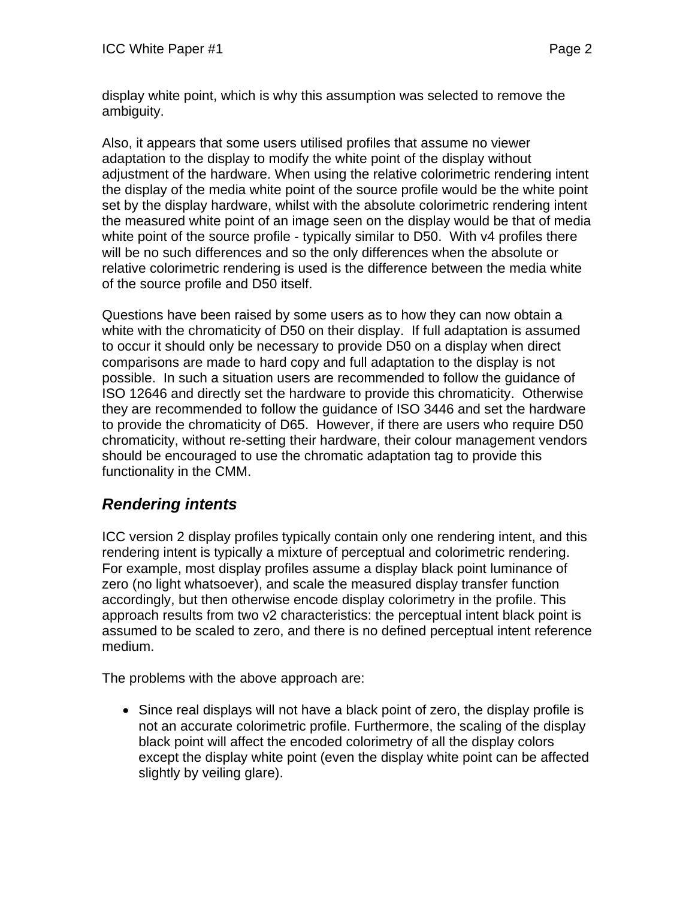display white point, which is why this assumption was selected to remove the ambiguity.

Also, it appears that some users utilised profiles that assume no viewer adaptation to the display to modify the white point of the display without adjustment of the hardware. When using the relative colorimetric rendering intent the display of the media white point of the source profile would be the white point set by the display hardware, whilst with the absolute colorimetric rendering intent the measured white point of an image seen on the display would be that of media white point of the source profile - typically similar to D50. With v4 profiles there will be no such differences and so the only differences when the absolute or relative colorimetric rendering is used is the difference between the media white of the source profile and D50 itself.

Questions have been raised by some users as to how they can now obtain a white with the chromaticity of D50 on their display. If full adaptation is assumed to occur it should only be necessary to provide D50 on a display when direct comparisons are made to hard copy and full adaptation to the display is not possible. In such a situation users are recommended to follow the guidance of ISO 12646 and directly set the hardware to provide this chromaticity. Otherwise they are recommended to follow the guidance of ISO 3446 and set the hardware to provide the chromaticity of D65. However, if there are users who require D50 chromaticity, without re-setting their hardware, their colour management vendors should be encouraged to use the chromatic adaptation tag to provide this functionality in the CMM.

## *Rendering intents*

ICC version 2 display profiles typically contain only one rendering intent, and this rendering intent is typically a mixture of perceptual and colorimetric rendering. For example, most display profiles assume a display black point luminance of zero (no light whatsoever), and scale the measured display transfer function accordingly, but then otherwise encode display colorimetry in the profile. This approach results from two v2 characteristics: the perceptual intent black point is assumed to be scaled to zero, and there is no defined perceptual intent reference medium.

The problems with the above approach are:

- Since real displays will not have a black point of zero, the display profile is not an accurate colorimetric profile. Furthermore, the scaling of the display black point will affect the encoded colorimetry of all the display colors except the display white point (even the display white point can be affected slightly by veiling glare).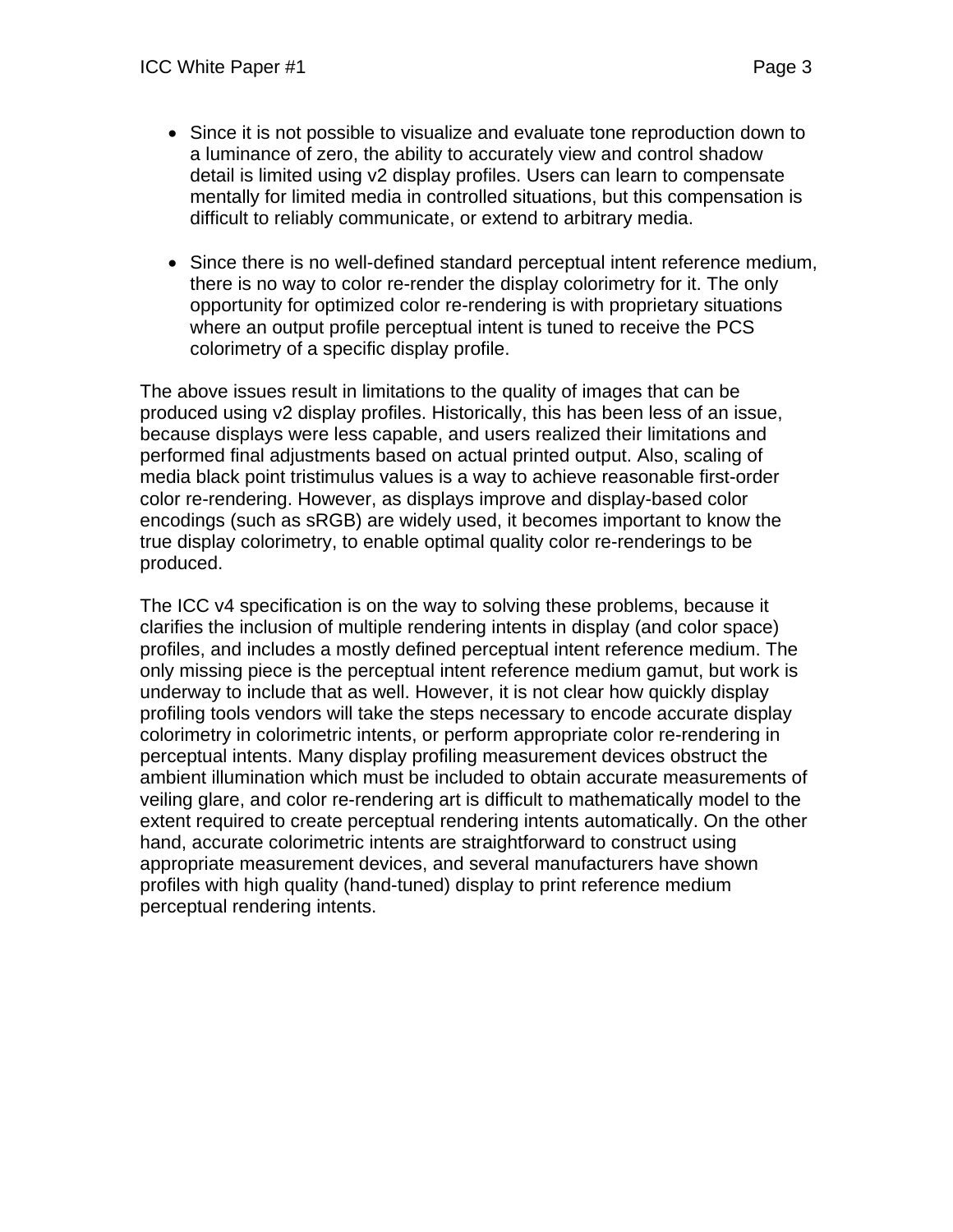- Since it is not possible to visualize and evaluate tone reproduction down to a luminance of zero, the ability to accurately view and control shadow detail is limited using v2 display profiles. Users can learn to compensate mentally for limited media in controlled situations, but this compensation is difficult to reliably communicate, or extend to arbitrary media.

- Since there is no well-defined standard perceptual intent reference medium, there is no way to color re-render the display colorimetry for it. The only opportunity for optimized color re-rendering is with proprietary situations where an output profile perceptual intent is tuned to receive the PCS colorimetry of a specific display profile.

The above issues result in limitations to the quality of images that can be produced using v2 display profiles. Historically, this has been less of an issue, because displays were less capable, and users realized their limitations and performed final adjustments based on actual printed output. Also, scaling of media black point tristimulus values is a way to achieve reasonable first-order color re-rendering. However, as displays improve and display-based color encodings (such as sRGB) are widely used, it becomes important to know the true display colorimetry, to enable optimal quality color re-renderings to be produced.

The ICC v4 specification is on the way to solving these problems, because it clarifies the inclusion of multiple rendering intents in display (and color space) profiles, and includes a mostly defined perceptual intent reference medium. The only missing piece is the perceptual intent reference medium gamut, but work is underway to include that as well. However, it is not clear how quickly display profiling tools vendors will take the steps necessary to encode accurate display colorimetry in colorimetric intents, or perform appropriate color re-rendering in perceptual intents. Many display profiling measurement devices obstruct the ambient illumination which must be included to obtain accurate measurements of veiling glare, and color re-rendering art is difficult to mathematically model to the extent required to create perceptual rendering intents automatically. On the other hand, accurate colorimetric intents are straightforward to construct using appropriate measurement devices, and several manufacturers have shown profiles with high quality (hand-tuned) display to print reference medium perceptual rendering intents.